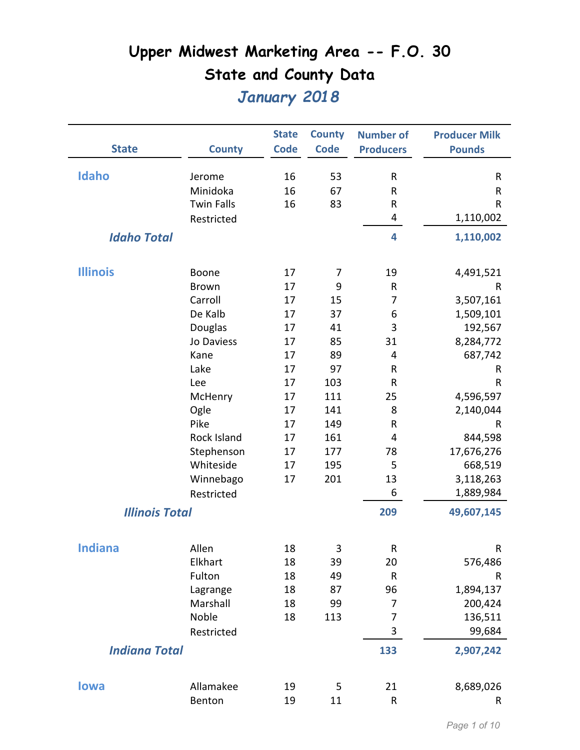# Upper Midwest Marketing Area -- F.O. 30

## State and County Data

### *January 2018*

| State | County | State Code | County Code | Number of Producers | Producer Milk Pounds |
|---|---|---|---|---|---|
| **Idaho** | Jerome | 16 | 53 | R | R |
| | Minidoka | 16 | 67 | R | R |
| | Twin Falls | 16 | 83 | R | R |
| | Restricted | | | 4 | 1,110,002 |
| ***Idaho Total*** | | | | **4** | **1,110,002** |
| **Illinois** | Boone | 17 | 7 | 19 | 4,491,521 |
| | Brown | 17 | 9 | R | R |
| | Carroll | 17 | 15 | 7 | 3,507,161 |
| | De Kalb | 17 | 37 | 6 | 1,509,101 |
| | Douglas | 17 | 41 | 3 | 192,567 |
| | Jo Daviess | 17 | 85 | 31 | 8,284,772 |
| | Kane | 17 | 89 | 4 | 687,742 |
| | Lake | 17 | 97 | R | R |
| | Lee | 17 | 103 | R | R |
| | McHenry | 17 | 111 | 25 | 4,596,597 |
| | Ogle | 17 | 141 | 8 | 2,140,044 |
| | Pike | 17 | 149 | R | R |
| | Rock Island | 17 | 161 | 4 | 844,598 |
| | Stephenson | 17 | 177 | 78 | 17,676,276 |
| | Whiteside | 17 | 195 | 5 | 668,519 |
| | Winnebago | 17 | 201 | 13 | 3,118,263 |
| | Restricted | | | 6 | 1,889,984 |
| ***Illinois Total*** | | | | **209** | **49,607,145** |
| **Indiana** | Allen | 18 | 3 | R | R |
| | Elkhart | 18 | 39 | 20 | 576,486 |
| | Fulton | 18 | 49 | R | R |
| | Lagrange | 18 | 87 | 96 | 1,894,137 |
| | Marshall | 18 | 99 | 7 | 200,424 |
| | Noble | 18 | 113 | 7 | 136,511 |
| | Restricted | | | 3 | 99,684 |
| ***Indiana Total*** | | | | **133** | **2,907,242** |
| **Iowa** | Allamakee | 19 | 5 | 21 | 8,689,026 |
| | Benton | 19 | 11 | R | R |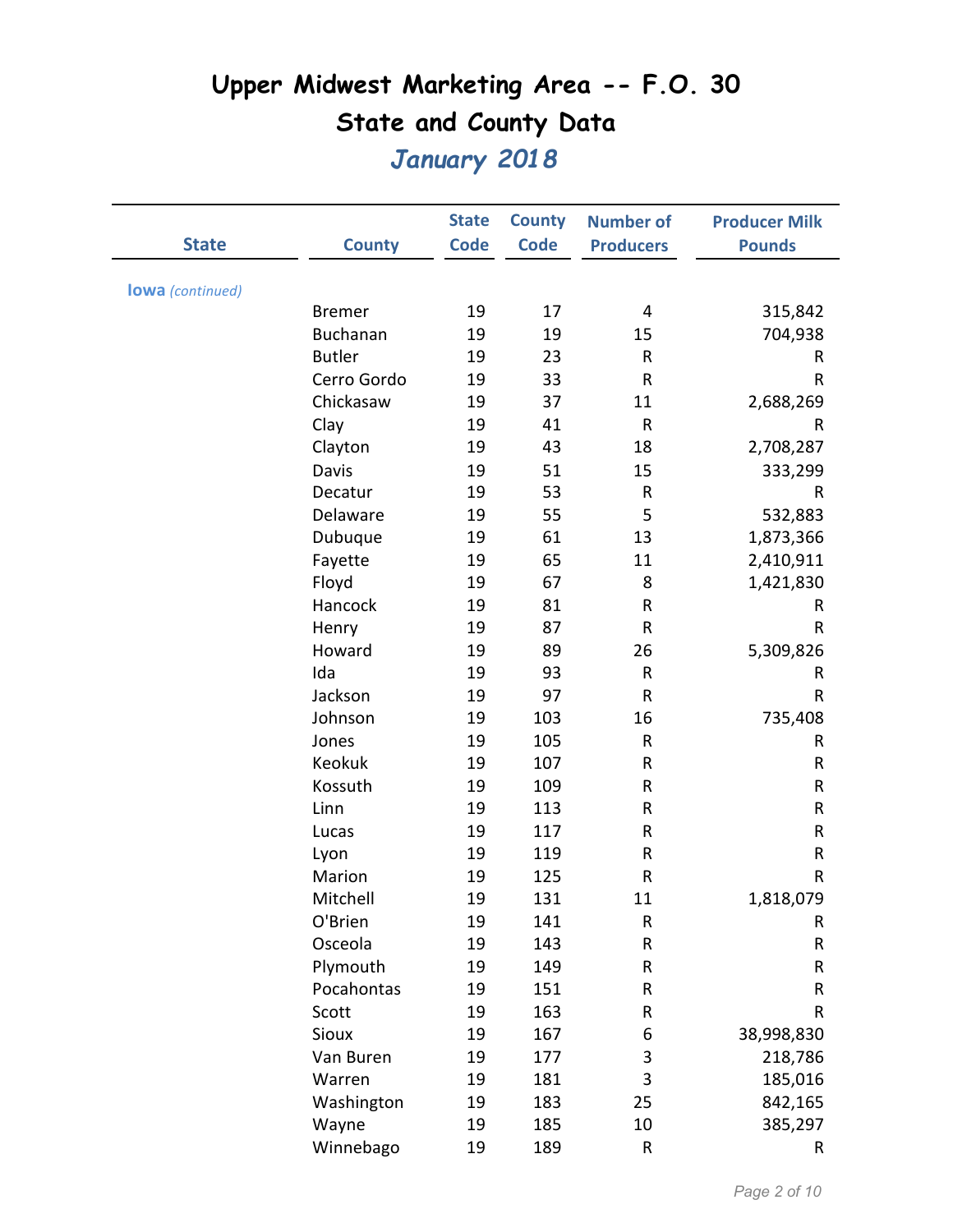# Upper Midwest Marketing Area -- F.O. 30

## State and County Data

### *January 2018*

| State | County | State Code | County Code | Number of Producers | Producer Milk Pounds |
|---|---|---|---|---|---|
| **Iowa** *(continued)* | | | | | |
| | Bremer | 19 | 17 | 4 | 315,842 |
| | Buchanan | 19 | 19 | 15 | 704,938 |
| | Butler | 19 | 23 | R | R |
| | Cerro Gordo | 19 | 33 | R | R |
| | Chickasaw | 19 | 37 | 11 | 2,688,269 |
| | Clay | 19 | 41 | R | R |
| | Clayton | 19 | 43 | 18 | 2,708,287 |
| | Davis | 19 | 51 | 15 | 333,299 |
| | Decatur | 19 | 53 | R | R |
| | Delaware | 19 | 55 | 5 | 532,883 |
| | Dubuque | 19 | 61 | 13 | 1,873,366 |
| | Fayette | 19 | 65 | 11 | 2,410,911 |
| | Floyd | 19 | 67 | 8 | 1,421,830 |
| | Hancock | 19 | 81 | R | R |
| | Henry | 19 | 87 | R | R |
| | Howard | 19 | 89 | 26 | 5,309,826 |
| | Ida | 19 | 93 | R | R |
| | Jackson | 19 | 97 | R | R |
| | Johnson | 19 | 103 | 16 | 735,408 |
| | Jones | 19 | 105 | R | R |
| | Keokuk | 19 | 107 | R | R |
| | Kossuth | 19 | 109 | R | R |
| | Linn | 19 | 113 | R | R |
| | Lucas | 19 | 117 | R | R |
| | Lyon | 19 | 119 | R | R |
| | Marion | 19 | 125 | R | R |
| | Mitchell | 19 | 131 | 11 | 1,818,079 |
| | O'Brien | 19 | 141 | R | R |
| | Osceola | 19 | 143 | R | R |
| | Plymouth | 19 | 149 | R | R |
| | Pocahontas | 19 | 151 | R | R |
| | Scott | 19 | 163 | R | R |
| | Sioux | 19 | 167 | 6 | 38,998,830 |
| | Van Buren | 19 | 177 | 3 | 218,786 |
| | Warren | 19 | 181 | 3 | 185,016 |
| | Washington | 19 | 183 | 25 | 842,165 |
| | Wayne | 19 | 185 | 10 | 385,297 |
| | Winnebago | 19 | 189 | R | R |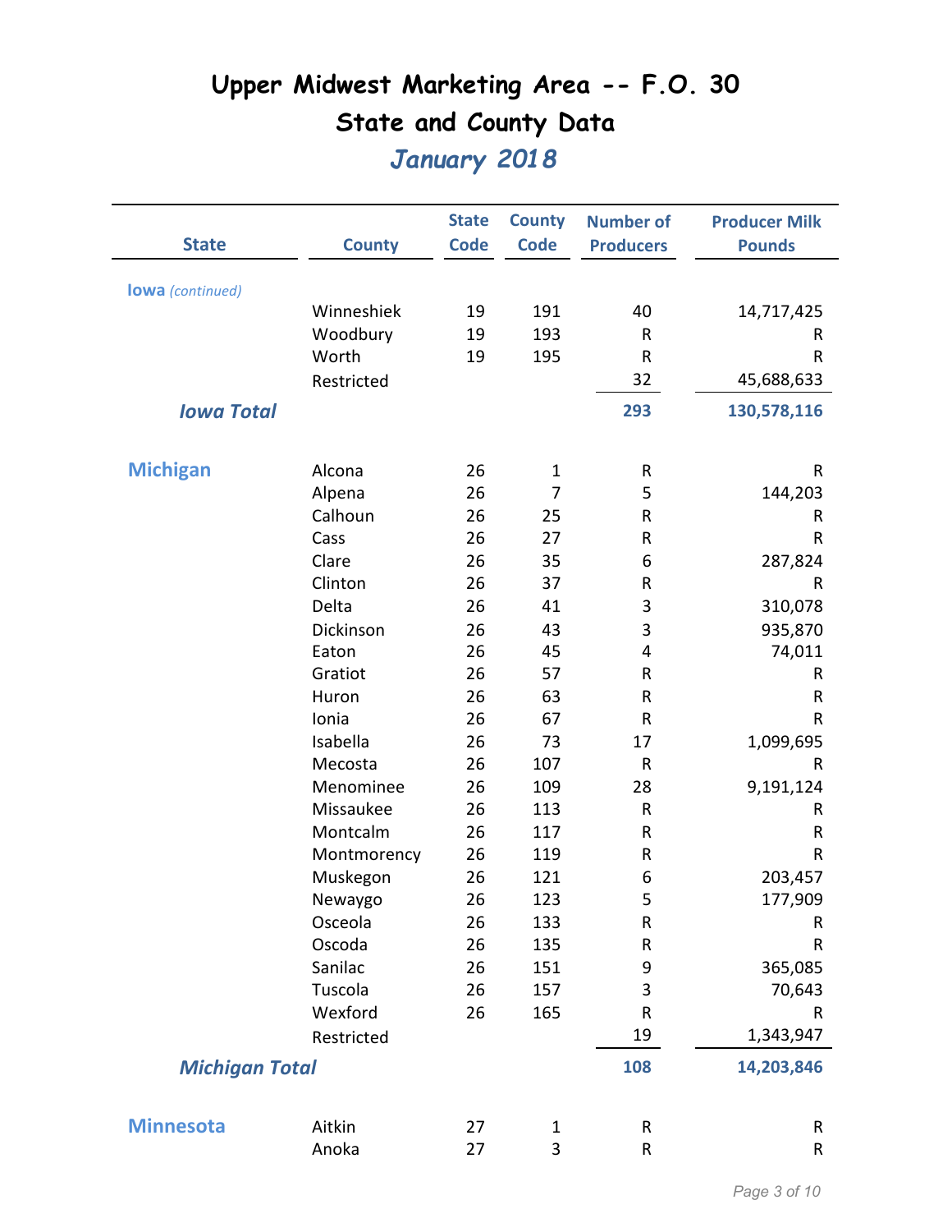# Upper Midwest Marketing Area -- F.O. 30

## State and County Data

### *January 2018*

| State | County | State Code | County Code | Number of Producers | Producer Milk Pounds |
|---|---|---|---|---|---|
| **Iowa** *(continued)* | | | | | |
| | Winneshiek | 19 | 191 | 40 | 14,717,425 |
| | Woodbury | 19 | 193 | R | R |
| | Worth | 19 | 195 | R | R |
| | Restricted | | | 32 | 45,688,633 |
| ***Iowa Total*** | | | | **293** | **130,578,116** |
| **Michigan** | Alcona | 26 | 1 | R | R |
| | Alpena | 26 | 7 | 5 | 144,203 |
| | Calhoun | 26 | 25 | R | R |
| | Cass | 26 | 27 | R | R |
| | Clare | 26 | 35 | 6 | 287,824 |
| | Clinton | 26 | 37 | R | R |
| | Delta | 26 | 41 | 3 | 310,078 |
| | Dickinson | 26 | 43 | 3 | 935,870 |
| | Eaton | 26 | 45 | 4 | 74,011 |
| | Gratiot | 26 | 57 | R | R |
| | Huron | 26 | 63 | R | R |
| | Ionia | 26 | 67 | R | R |
| | Isabella | 26 | 73 | 17 | 1,099,695 |
| | Mecosta | 26 | 107 | R | R |
| | Menominee | 26 | 109 | 28 | 9,191,124 |
| | Missaukee | 26 | 113 | R | R |
| | Montcalm | 26 | 117 | R | R |
| | Montmorency | 26 | 119 | R | R |
| | Muskegon | 26 | 121 | 6 | 203,457 |
| | Newaygo | 26 | 123 | 5 | 177,909 |
| | Osceola | 26 | 133 | R | R |
| | Oscoda | 26 | 135 | R | R |
| | Sanilac | 26 | 151 | 9 | 365,085 |
| | Tuscola | 26 | 157 | 3 | 70,643 |
| | Wexford | 26 | 165 | R | R |
| | Restricted | | | 19 | 1,343,947 |
| ***Michigan Total*** | | | | **108** | **14,203,846** |
| **Minnesota** | Aitkin | 27 | 1 | R | R |
| | Anoka | 27 | 3 | R | R |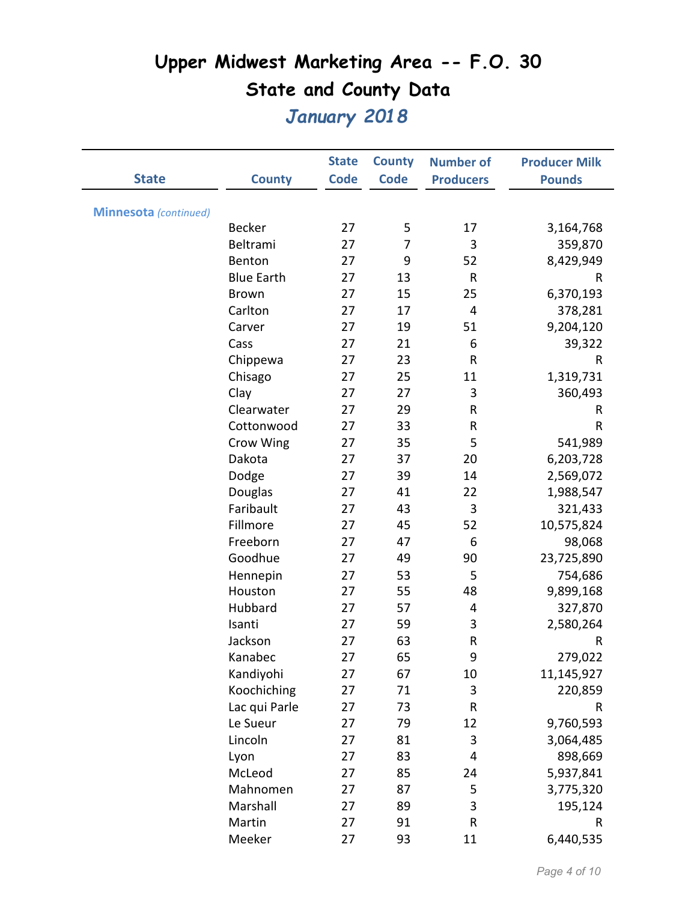# Upper Midwest Marketing Area -- F.O. 30

## State and County Data

### *January 2018*

| State | County | State Code | County Code | Number of Producers | Producer Milk Pounds |
|---|---|---|---|---|---|
| **Minnesota** *(continued)* | | | | | |
| | Becker | 27 | 5 | 17 | 3,164,768 |
| | Beltrami | 27 | 7 | 3 | 359,870 |
| | Benton | 27 | 9 | 52 | 8,429,949 |
| | Blue Earth | 27 | 13 | R | R |
| | Brown | 27 | 15 | 25 | 6,370,193 |
| | Carlton | 27 | 17 | 4 | 378,281 |
| | Carver | 27 | 19 | 51 | 9,204,120 |
| | Cass | 27 | 21 | 6 | 39,322 |
| | Chippewa | 27 | 23 | R | R |
| | Chisago | 27 | 25 | 11 | 1,319,731 |
| | Clay | 27 | 27 | 3 | 360,493 |
| | Clearwater | 27 | 29 | R | R |
| | Cottonwood | 27 | 33 | R | R |
| | Crow Wing | 27 | 35 | 5 | 541,989 |
| | Dakota | 27 | 37 | 20 | 6,203,728 |
| | Dodge | 27 | 39 | 14 | 2,569,072 |
| | Douglas | 27 | 41 | 22 | 1,988,547 |
| | Faribault | 27 | 43 | 3 | 321,433 |
| | Fillmore | 27 | 45 | 52 | 10,575,824 |
| | Freeborn | 27 | 47 | 6 | 98,068 |
| | Goodhue | 27 | 49 | 90 | 23,725,890 |
| | Hennepin | 27 | 53 | 5 | 754,686 |
| | Houston | 27 | 55 | 48 | 9,899,168 |
| | Hubbard | 27 | 57 | 4 | 327,870 |
| | Isanti | 27 | 59 | 3 | 2,580,264 |
| | Jackson | 27 | 63 | R | R |
| | Kanabec | 27 | 65 | 9 | 279,022 |
| | Kandiyohi | 27 | 67 | 10 | 11,145,927 |
| | Koochiching | 27 | 71 | 3 | 220,859 |
| | Lac qui Parle | 27 | 73 | R | R |
| | Le Sueur | 27 | 79 | 12 | 9,760,593 |
| | Lincoln | 27 | 81 | 3 | 3,064,485 |
| | Lyon | 27 | 83 | 4 | 898,669 |
| | McLeod | 27 | 85 | 24 | 5,937,841 |
| | Mahnomen | 27 | 87 | 5 | 3,775,320 |
| | Marshall | 27 | 89 | 3 | 195,124 |
| | Martin | 27 | 91 | R | R |
| | Meeker | 27 | 93 | 11 | 6,440,535 |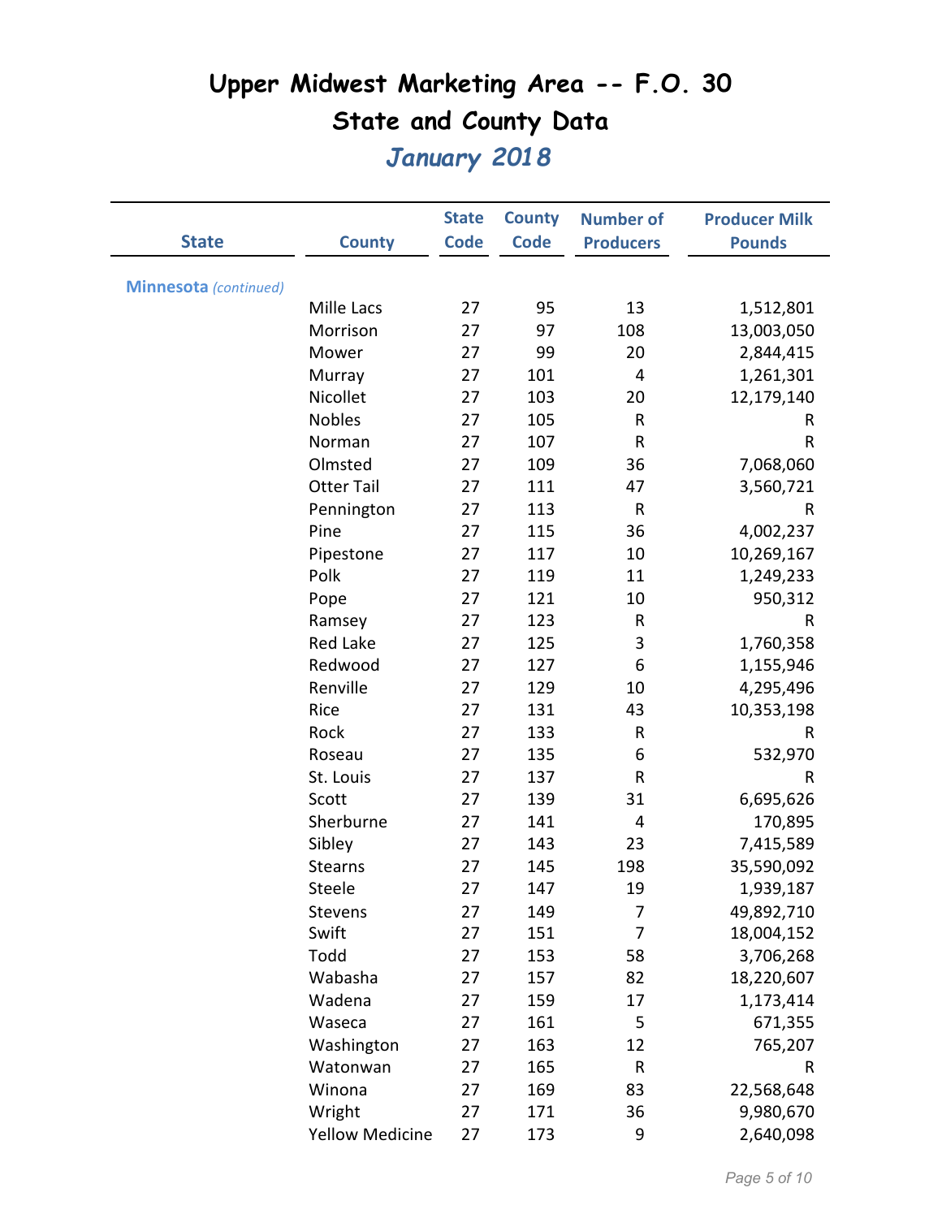# Upper Midwest Marketing Area -- F.O. 30

## State and County Data

### *January 2018*

| State | County | State Code | County Code | Number of Producers | Producer Milk Pounds |
|---|---|---|---|---|---|
| **Minnesota** *(continued)* | | | | | |
| | Mille Lacs | 27 | 95 | 13 | 1,512,801 |
| | Morrison | 27 | 97 | 108 | 13,003,050 |
| | Mower | 27 | 99 | 20 | 2,844,415 |
| | Murray | 27 | 101 | 4 | 1,261,301 |
| | Nicollet | 27 | 103 | 20 | 12,179,140 |
| | Nobles | 27 | 105 | R | R |
| | Norman | 27 | 107 | R | R |
| | Olmsted | 27 | 109 | 36 | 7,068,060 |
| | Otter Tail | 27 | 111 | 47 | 3,560,721 |
| | Pennington | 27 | 113 | R | R |
| | Pine | 27 | 115 | 36 | 4,002,237 |
| | Pipestone | 27 | 117 | 10 | 10,269,167 |
| | Polk | 27 | 119 | 11 | 1,249,233 |
| | Pope | 27 | 121 | 10 | 950,312 |
| | Ramsey | 27 | 123 | R | R |
| | Red Lake | 27 | 125 | 3 | 1,760,358 |
| | Redwood | 27 | 127 | 6 | 1,155,946 |
| | Renville | 27 | 129 | 10 | 4,295,496 |
| | Rice | 27 | 131 | 43 | 10,353,198 |
| | Rock | 27 | 133 | R | R |
| | Roseau | 27 | 135 | 6 | 532,970 |
| | St. Louis | 27 | 137 | R | R |
| | Scott | 27 | 139 | 31 | 6,695,626 |
| | Sherburne | 27 | 141 | 4 | 170,895 |
| | Sibley | 27 | 143 | 23 | 7,415,589 |
| | Stearns | 27 | 145 | 198 | 35,590,092 |
| | Steele | 27 | 147 | 19 | 1,939,187 |
| | Stevens | 27 | 149 | 7 | 49,892,710 |
| | Swift | 27 | 151 | 7 | 18,004,152 |
| | Todd | 27 | 153 | 58 | 3,706,268 |
| | Wabasha | 27 | 157 | 82 | 18,220,607 |
| | Wadena | 27 | 159 | 17 | 1,173,414 |
| | Waseca | 27 | 161 | 5 | 671,355 |
| | Washington | 27 | 163 | 12 | 765,207 |
| | Watonwan | 27 | 165 | R | R |
| | Winona | 27 | 169 | 83 | 22,568,648 |
| | Wright | 27 | 171 | 36 | 9,980,670 |
| | Yellow Medicine | 27 | 173 | 9 | 2,640,098 |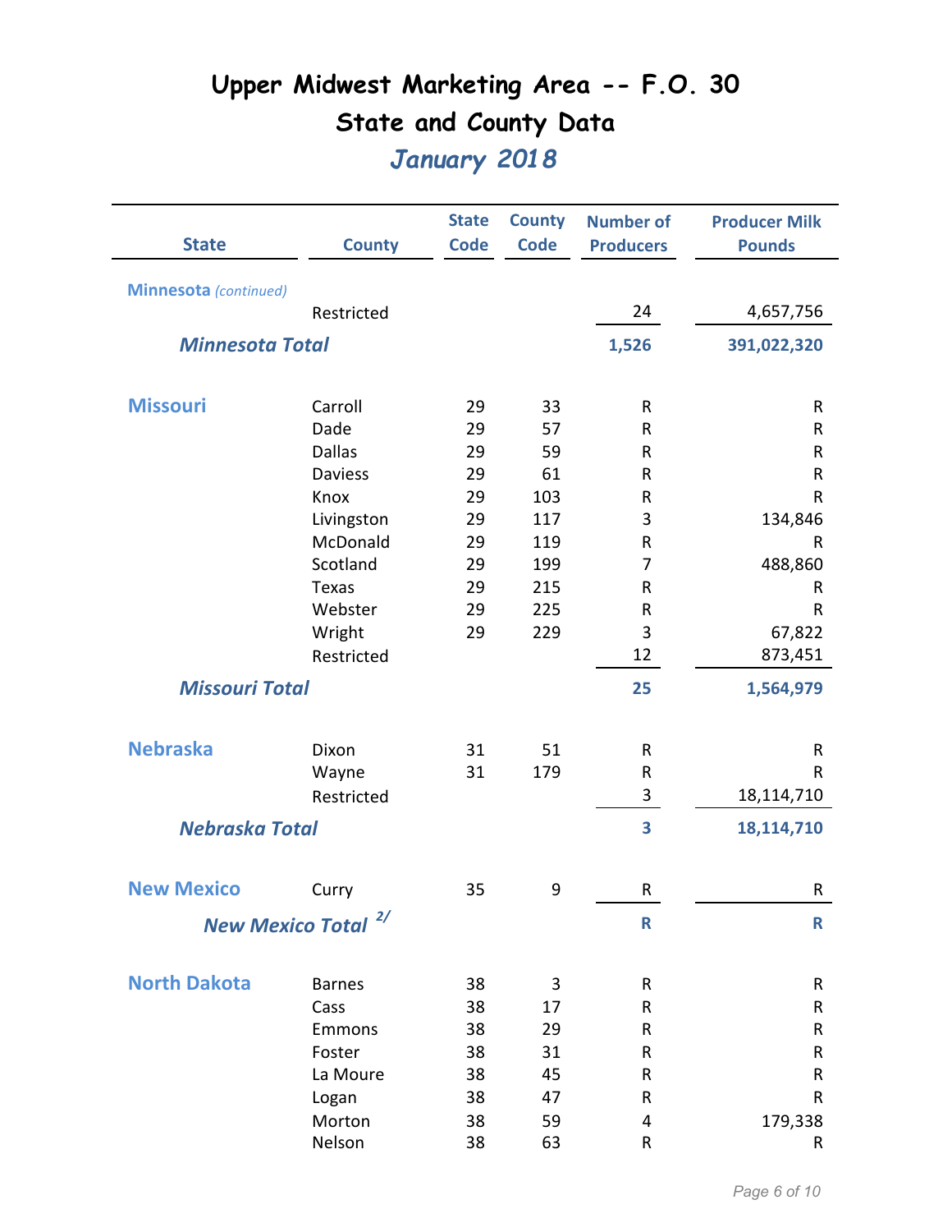# Upper Midwest Marketing Area -- F.O. 30

## State and County Data

### *January 2018*

| State | County | State Code | County Code | Number of Producers | Producer Milk Pounds |
|---|---|---|---|---|---|
| **Minnesota** *(continued)* | | | | | |
| | Restricted | | | 24 | 4,657,756 |
| ***Minnesota Total*** | | | | **1,526** | **391,022,320** |
| **Missouri** | Carroll | 29 | 33 | R | R |
| | Dade | 29 | 57 | R | R |
| | Dallas | 29 | 59 | R | R |
| | Daviess | 29 | 61 | R | R |
| | Knox | 29 | 103 | R | R |
| | Livingston | 29 | 117 | 3 | 134,846 |
| | McDonald | 29 | 119 | R | R |
| | Scotland | 29 | 199 | 7 | 488,860 |
| | Texas | 29 | 215 | R | R |
| | Webster | 29 | 225 | R | R |
| | Wright | 29 | 229 | 3 | 67,822 |
| | Restricted | | | 12 | 873,451 |
| ***Missouri Total*** | | | | **25** | **1,564,979** |
| **Nebraska** | Dixon | 31 | 51 | R | R |
| | Wayne | 31 | 179 | R | R |
| | Restricted | | | 3 | 18,114,710 |
| ***Nebraska Total*** | | | | **3** | **18,114,710** |
| **New Mexico** | Curry | 35 | 9 | R | R |
| ***New Mexico Total*** 2/ | | | | **R** | **R** |
| **North Dakota** | Barnes | 38 | 3 | R | R |
| | Cass | 38 | 17 | R | R |
| | Emmons | 38 | 29 | R | R |
| | Foster | 38 | 31 | R | R |
| | La Moure | 38 | 45 | R | R |
| | Logan | 38 | 47 | R | R |
| | Morton | 38 | 59 | 4 | 179,338 |
| | Nelson | 38 | 63 | R | R |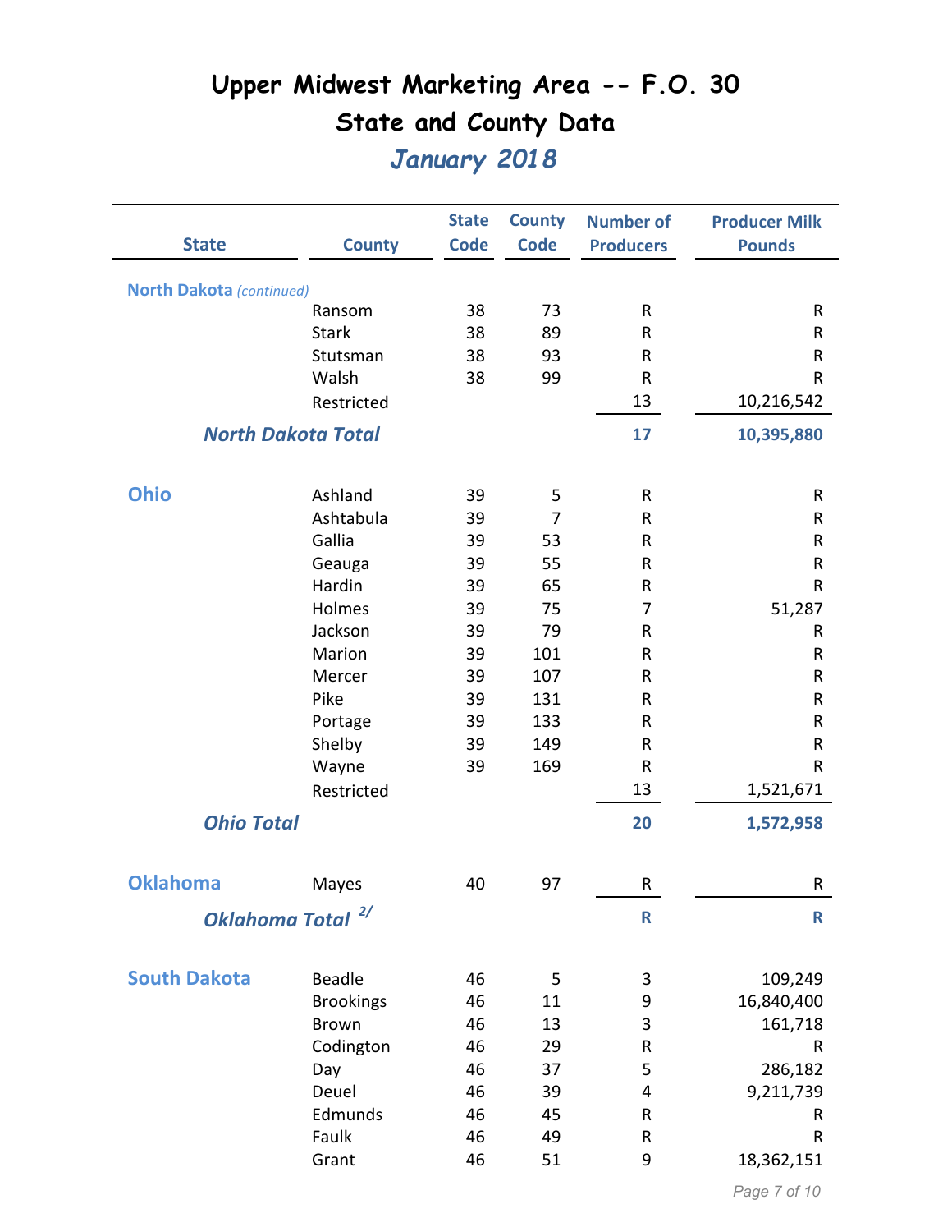# Upper Midwest Marketing Area -- F.O. 30

## State and County Data

### *January 2018*

| State | County | State Code | County Code | Number of Producers | Producer Milk Pounds |
|---|---|---|---|---|---|
| **North Dakota** *(continued)* | | | | | |
| | Ransom | 38 | 73 | R | R |
| | Stark | 38 | 89 | R | R |
| | Stutsman | 38 | 93 | R | R |
| | Walsh | 38 | 99 | R | R |
| | Restricted | | | 13 | 10,216,542 |
| ***North Dakota Total*** | | | | **17** | **10,395,880** |
| **Ohio** | Ashland | 39 | 5 | R | R |
| | Ashtabula | 39 | 7 | R | R |
| | Gallia | 39 | 53 | R | R |
| | Geauga | 39 | 55 | R | R |
| | Hardin | 39 | 65 | R | R |
| | Holmes | 39 | 75 | 7 | 51,287 |
| | Jackson | 39 | 79 | R | R |
| | Marion | 39 | 101 | R | R |
| | Mercer | 39 | 107 | R | R |
| | Pike | 39 | 131 | R | R |
| | Portage | 39 | 133 | R | R |
| | Shelby | 39 | 149 | R | R |
| | Wayne | 39 | 169 | R | R |
| | Restricted | | | 13 | 1,521,671 |
| ***Ohio Total*** | | | | **20** | **1,572,958** |
| **Oklahoma** | Mayes | 40 | 97 | R | R |
| ***Oklahoma Total*** 2/ | | | | **R** | **R** |
| **South Dakota** | Beadle | 46 | 5 | 3 | 109,249 |
| | Brookings | 46 | 11 | 9 | 16,840,400 |
| | Brown | 46 | 13 | 3 | 161,718 |
| | Codington | 46 | 29 | R | R |
| | Day | 46 | 37 | 5 | 286,182 |
| | Deuel | 46 | 39 | 4 | 9,211,739 |
| | Edmunds | 46 | 45 | R | R |
| | Faulk | 46 | 49 | R | R |
| | Grant | 46 | 51 | 9 | 18,362,151 |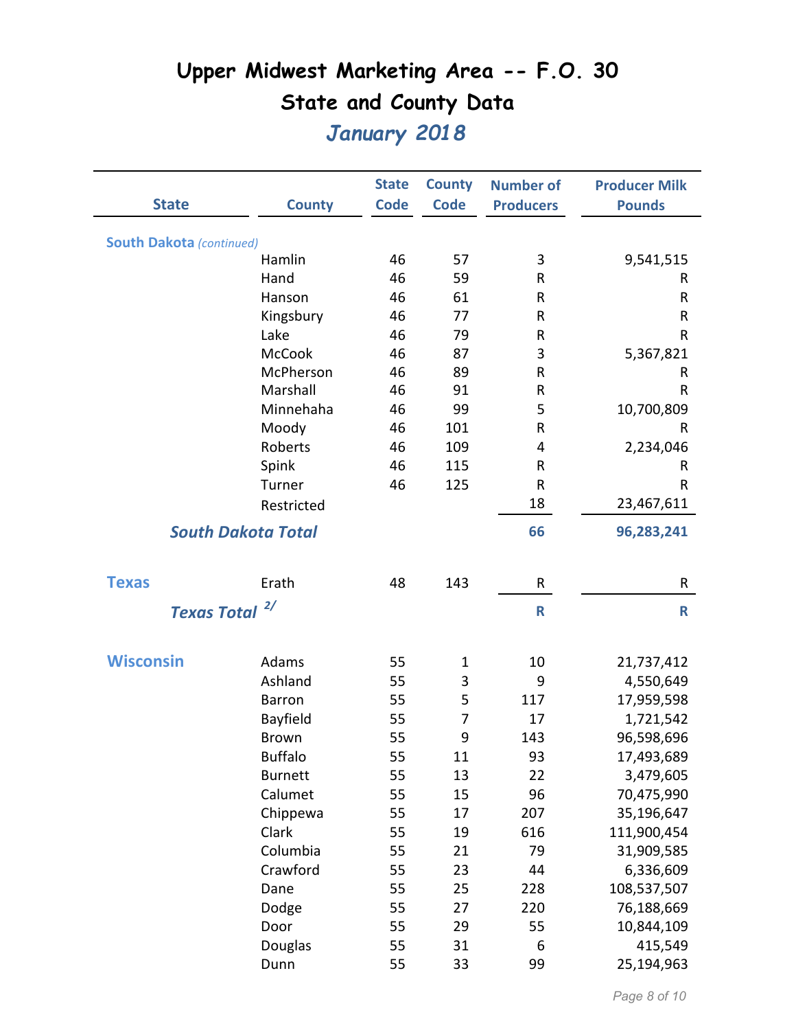# Upper Midwest Marketing Area -- F.O. 30

## State and County Data

### *January 2018*

| State | County | State Code | County Code | Number of Producers | Producer Milk Pounds |
|---|---|---|---|---|---|
| **South Dakota** *(continued)* | | | | | |
| | Hamlin | 46 | 57 | 3 | 9,541,515 |
| | Hand | 46 | 59 | R | R |
| | Hanson | 46 | 61 | R | R |
| | Kingsbury | 46 | 77 | R | R |
| | Lake | 46 | 79 | R | R |
| | McCook | 46 | 87 | 3 | 5,367,821 |
| | McPherson | 46 | 89 | R | R |
| | Marshall | 46 | 91 | R | R |
| | Minnehaha | 46 | 99 | 5 | 10,700,809 |
| | Moody | 46 | 101 | R | R |
| | Roberts | 46 | 109 | 4 | 2,234,046 |
| | Spink | 46 | 115 | R | R |
| | Turner | 46 | 125 | R | R |
| | Restricted | | | 18 | 23,467,611 |
| ***South Dakota Total*** | | | | **66** | **96,283,241** |
| **Texas** | Erath | 48 | 143 | R | R |
| ***Texas Total*** 2/ | | | | **R** | **R** |
| **Wisconsin** | Adams | 55 | 1 | 10 | 21,737,412 |
| | Ashland | 55 | 3 | 9 | 4,550,649 |
| | Barron | 55 | 5 | 117 | 17,959,598 |
| | Bayfield | 55 | 7 | 17 | 1,721,542 |
| | Brown | 55 | 9 | 143 | 96,598,696 |
| | Buffalo | 55 | 11 | 93 | 17,493,689 |
| | Burnett | 55 | 13 | 22 | 3,479,605 |
| | Calumet | 55 | 15 | 96 | 70,475,990 |
| | Chippewa | 55 | 17 | 207 | 35,196,647 |
| | Clark | 55 | 19 | 616 | 111,900,454 |
| | Columbia | 55 | 21 | 79 | 31,909,585 |
| | Crawford | 55 | 23 | 44 | 6,336,609 |
| | Dane | 55 | 25 | 228 | 108,537,507 |
| | Dodge | 55 | 27 | 220 | 76,188,669 |
| | Door | 55 | 29 | 55 | 10,844,109 |
| | Douglas | 55 | 31 | 6 | 415,549 |
| | Dunn | 55 | 33 | 99 | 25,194,963 |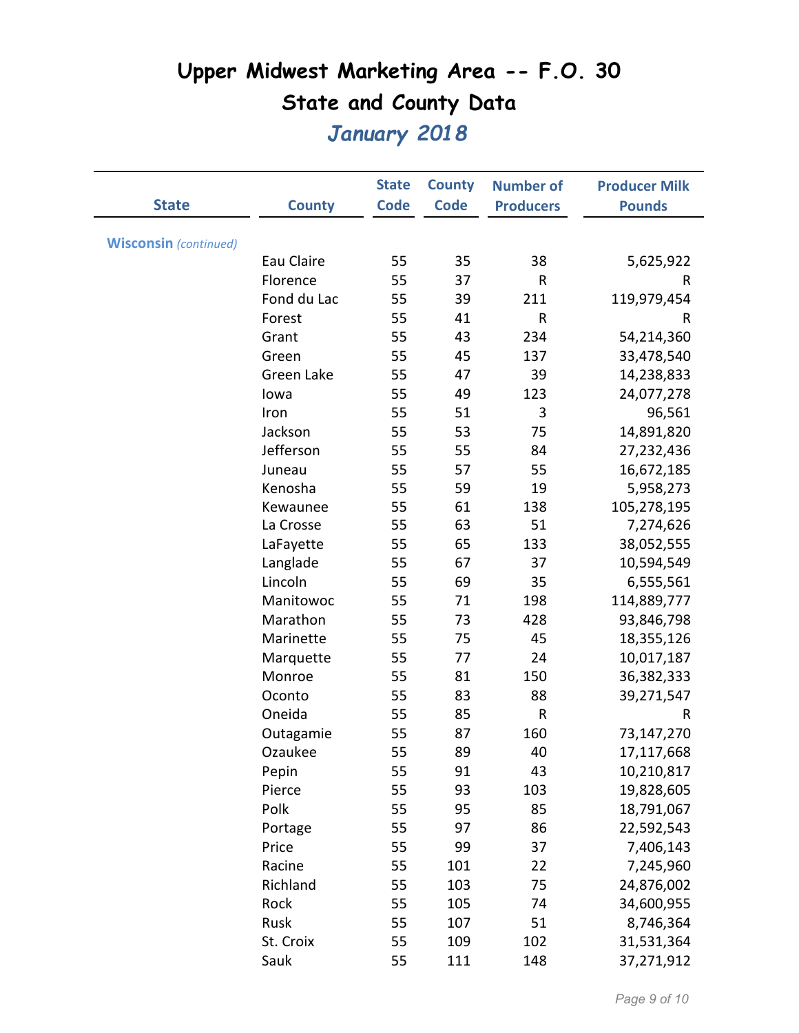# Upper Midwest Marketing Area -- F.O. 30

## State and County Data

### *January 2018*

| State | County | State Code | County Code | Number of Producers | Producer Milk Pounds |
|---|---|---|---|---|---|
| **Wisconsin** *(continued)* | | | | | |
| | Eau Claire | 55 | 35 | 38 | 5,625,922 |
| | Florence | 55 | 37 | R | R |
| | Fond du Lac | 55 | 39 | 211 | 119,979,454 |
| | Forest | 55 | 41 | R | R |
| | Grant | 55 | 43 | 234 | 54,214,360 |
| | Green | 55 | 45 | 137 | 33,478,540 |
| | Green Lake | 55 | 47 | 39 | 14,238,833 |
| | Iowa | 55 | 49 | 123 | 24,077,278 |
| | Iron | 55 | 51 | 3 | 96,561 |
| | Jackson | 55 | 53 | 75 | 14,891,820 |
| | Jefferson | 55 | 55 | 84 | 27,232,436 |
| | Juneau | 55 | 57 | 55 | 16,672,185 |
| | Kenosha | 55 | 59 | 19 | 5,958,273 |
| | Kewaunee | 55 | 61 | 138 | 105,278,195 |
| | La Crosse | 55 | 63 | 51 | 7,274,626 |
| | LaFayette | 55 | 65 | 133 | 38,052,555 |
| | Langlade | 55 | 67 | 37 | 10,594,549 |
| | Lincoln | 55 | 69 | 35 | 6,555,561 |
| | Manitowoc | 55 | 71 | 198 | 114,889,777 |
| | Marathon | 55 | 73 | 428 | 93,846,798 |
| | Marinette | 55 | 75 | 45 | 18,355,126 |
| | Marquette | 55 | 77 | 24 | 10,017,187 |
| | Monroe | 55 | 81 | 150 | 36,382,333 |
| | Oconto | 55 | 83 | 88 | 39,271,547 |
| | Oneida | 55 | 85 | R | R |
| | Outagamie | 55 | 87 | 160 | 73,147,270 |
| | Ozaukee | 55 | 89 | 40 | 17,117,668 |
| | Pepin | 55 | 91 | 43 | 10,210,817 |
| | Pierce | 55 | 93 | 103 | 19,828,605 |
| | Polk | 55 | 95 | 85 | 18,791,067 |
| | Portage | 55 | 97 | 86 | 22,592,543 |
| | Price | 55 | 99 | 37 | 7,406,143 |
| | Racine | 55 | 101 | 22 | 7,245,960 |
| | Richland | 55 | 103 | 75 | 24,876,002 |
| | Rock | 55 | 105 | 74 | 34,600,955 |
| | Rusk | 55 | 107 | 51 | 8,746,364 |
| | St. Croix | 55 | 109 | 102 | 31,531,364 |
| | Sauk | 55 | 111 | 148 | 37,271,912 |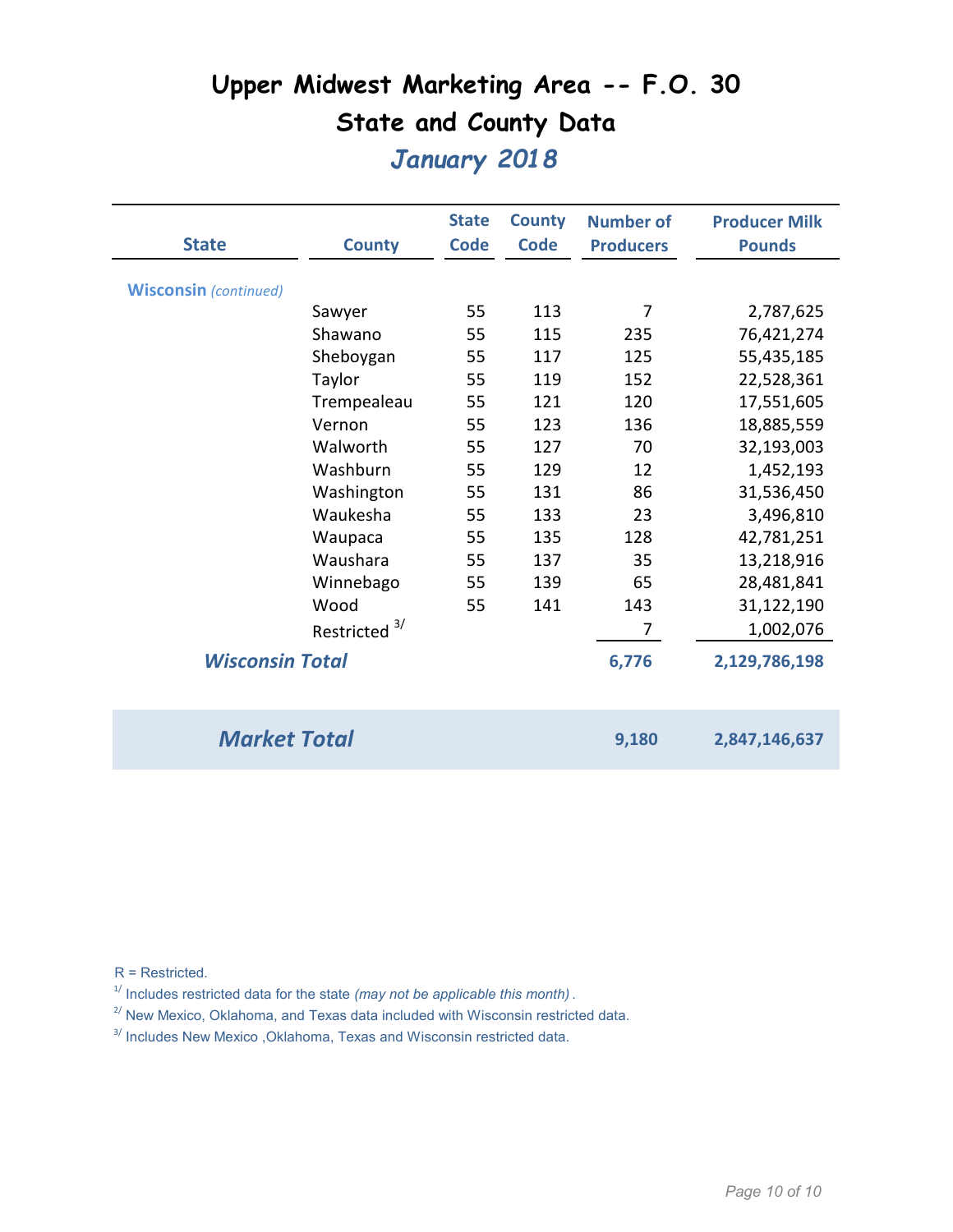# Upper Midwest Marketing Area -- F.O. 30

## State and County Data

### *January 2018*

| State | County | State Code | County Code | Number of Producers | Producer Milk Pounds |
|---|---|---|---|---|---|
| **Wisconsin** *(continued)* | | | | | |
| | Sawyer | 55 | 113 | 7 | 2,787,625 |
| | Shawano | 55 | 115 | 235 | 76,421,274 |
| | Sheboygan | 55 | 117 | 125 | 55,435,185 |
| | Taylor | 55 | 119 | 152 | 22,528,361 |
| | Trempealeau | 55 | 121 | 120 | 17,551,605 |
| | Vernon | 55 | 123 | 136 | 18,885,559 |
| | Walworth | 55 | 127 | 70 | 32,193,003 |
| | Washburn | 55 | 129 | 12 | 1,452,193 |
| | Washington | 55 | 131 | 86 | 31,536,450 |
| | Waukesha | 55 | 133 | 23 | 3,496,810 |
| | Waupaca | 55 | 135 | 128 | 42,781,251 |
| | Waushara | 55 | 137 | 35 | 13,218,916 |
| | Winnebago | 55 | 139 | 65 | 28,481,841 |
| | Wood | 55 | 141 | 143 | 31,122,190 |
| | Restricted [3/] | | | 7 | 1,002,076 |
| ***Wisconsin Total*** | | | | **6,776** | **2,129,786,198** |
| ***Market Total*** | | | | **9,180** | **2,847,146,637** |

R = Restricted.

[1/] Includes restricted data for the state *(may not be applicable this month)*.

[2/] New Mexico, Oklahoma, and Texas data included with Wisconsin restricted data.

[3/] Includes New Mexico ,Oklahoma, Texas and Wisconsin restricted data.